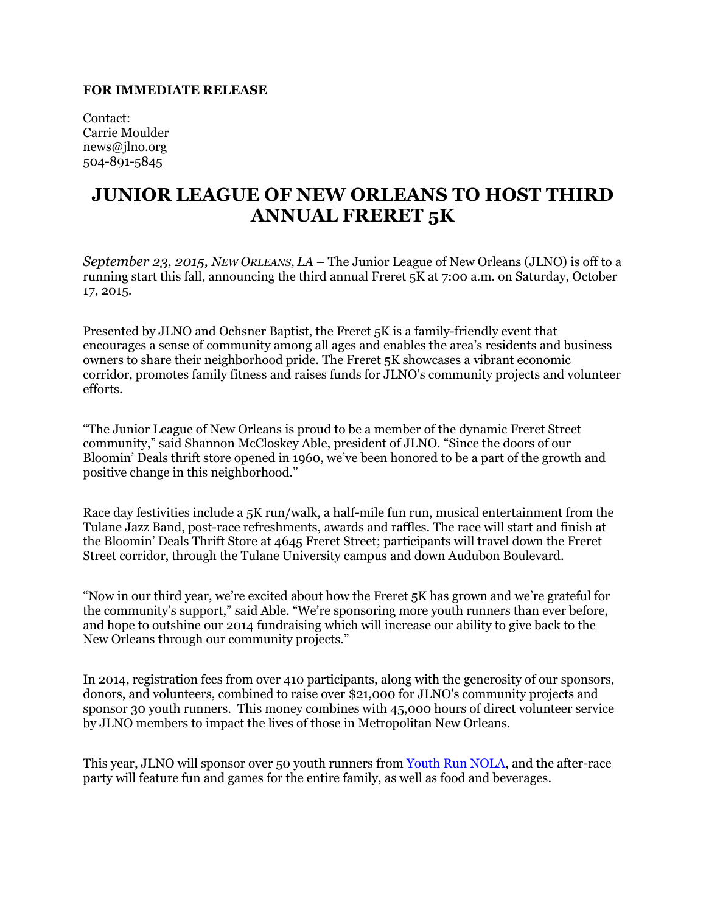**FOR IMMEDIATE RELEASE**

Contact:
Carrie Moulder
news@jlno.org
504-891-5845

# JUNIOR LEAGUE OF NEW ORLEANS TO HOST THIRD ANNUAL FRERET 5K

*September 23, 2015, NEW ORLEANS, LA* – The Junior League of New Orleans (JLNO) is off to a running start this fall, announcing the third annual Freret 5K at 7:00 a.m. on Saturday, October 17, 2015.

Presented by JLNO and Ochsner Baptist, the Freret 5K is a family-friendly event that encourages a sense of community among all ages and enables the area's residents and business owners to share their neighborhood pride. The Freret 5K showcases a vibrant economic corridor, promotes family fitness and raises funds for JLNO's community projects and volunteer efforts.

"The Junior League of New Orleans is proud to be a member of the dynamic Freret Street community," said Shannon McCloskey Able, president of JLNO. "Since the doors of our Bloomin' Deals thrift store opened in 1960, we've been honored to be a part of the growth and positive change in this neighborhood."

Race day festivities include a 5K run/walk, a half-mile fun run, musical entertainment from the Tulane Jazz Band, post-race refreshments, awards and raffles. The race will start and finish at the Bloomin' Deals Thrift Store at 4645 Freret Street; participants will travel down the Freret Street corridor, through the Tulane University campus and down Audubon Boulevard.

"Now in our third year, we're excited about how the Freret 5K has grown and we're grateful for the community's support," said Able. "We're sponsoring more youth runners than ever before, and hope to outshine our 2014 fundraising which will increase our ability to give back to the New Orleans through our community projects."

In 2014, registration fees from over 410 participants, along with the generosity of our sponsors, donors, and volunteers, combined to raise over $21,000 for JLNO's community projects and sponsor 30 youth runners. This money combines with 45,000 hours of direct volunteer service by JLNO members to impact the lives of those in Metropolitan New Orleans.

This year, JLNO will sponsor over 50 youth runners from [Youth Run NOLA](), and the after-race party will feature fun and games for the entire family, as well as food and beverages.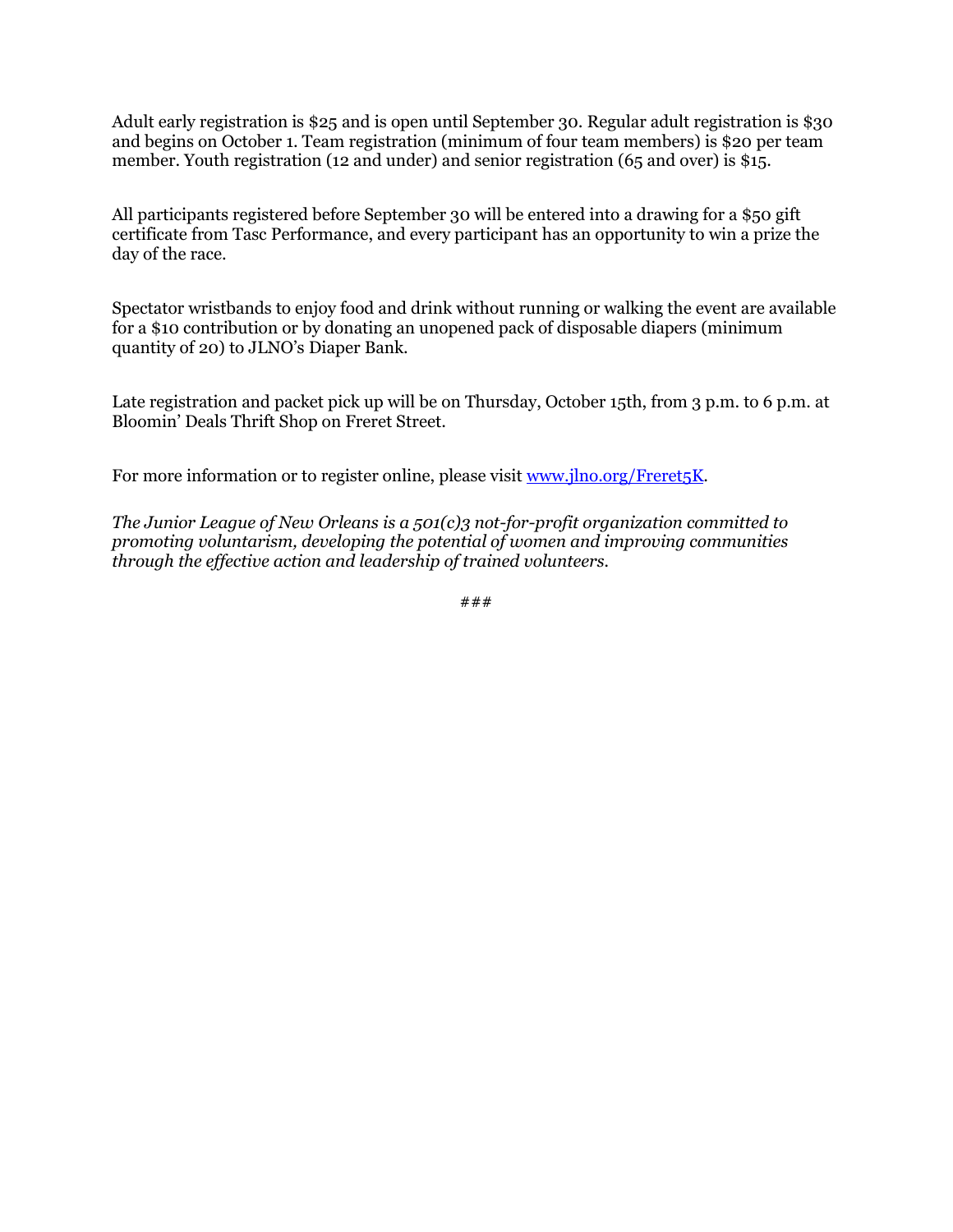Adult early registration is $25 and is open until September 30. Regular adult registration is $30 and begins on October 1. Team registration (minimum of four team members) is $20 per team member. Youth registration (12 and under) and senior registration (65 and over) is $15.

All participants registered before September 30 will be entered into a drawing for a $50 gift certificate from Tasc Performance, and every participant has an opportunity to win a prize the day of the race.

Spectator wristbands to enjoy food and drink without running or walking the event are available for a $10 contribution or by donating an unopened pack of disposable diapers (minimum quantity of 20) to JLNO's Diaper Bank.

Late registration and packet pick up will be on Thursday, October 15th, from 3 p.m. to 6 p.m. at Bloomin' Deals Thrift Shop on Freret Street.

For more information or to register online, please visit [www.jlno.org/Freret5K](http://www.jlno.org/Freret5K).

*The Junior League of New Orleans is a 501(c)3 not-for-profit organization committed to promoting voluntarism, developing the potential of women and improving communities through the effective action and leadership of trained volunteers.*

###